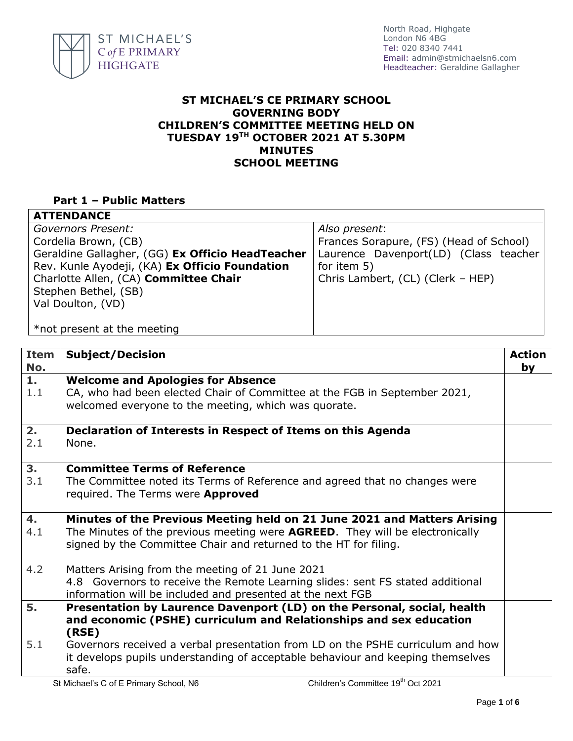ST MICHAEL'S C of E PRIMARY HIGHGATE

North Road, Highgate
London N6 4BG
Tel: 020 8340 7441
Email: admin@stmichaelsn6.com
Headteacher: Geraldine Gallagher

# ST MICHAEL'S CE PRIMARY SCHOOL GOVERNING BODY CHILDREN'S COMMITTEE MEETING HELD ON TUESDAY 19TH OCTOBER 2021 AT 5.30PM MINUTES SCHOOL MEETING

## Part 1 – Public Matters

| ATTENDANCE | |
|---|---|
| *Governors Present:*<br>Cordelia Brown, (CB)<br>Geraldine Gallagher, (GG) **Ex Officio HeadTeacher**<br>Rev. Kunle Ayodeji, (KA) **Ex Officio Foundation**<br>Charlotte Allen, (CA) **Committee Chair**<br>Stephen Bethel, (SB)<br>Val Doulton, (VD)<br><br>*not present at the meeting | *Also present*:<br>Frances Sorapure, (FS) (Head of School)<br>Laurence Davenport(LD) (Class teacher for item 5)<br>Chris Lambert, (CL) (Clerk – HEP) |

| Item No. | Subject/Decision | Action by |
|---|---|---|
| **1.** | **Welcome and Apologies for Absence** | |
| 1.1 | CA, who had been elected Chair of Committee at the FGB in September 2021, welcomed everyone to the meeting, which was quorate. | |
| **2.** | **Declaration of Interests in Respect of Items on this Agenda** | |
| 2.1 | None. | |
| **3.** | **Committee Terms of Reference** | |
| 3.1 | The Committee noted its Terms of Reference and agreed that no changes were required. The Terms were **Approved** | |
| **4.** | **Minutes of the Previous Meeting held on 21 June 2021 and Matters Arising** | |
| 4.1 | The Minutes of the previous meeting were **AGREED**. They will be electronically signed by the Committee Chair and returned to the HT for filing. | |
| 4.2 | Matters Arising from the meeting of 21 June 2021<br>4.8 Governors to receive the Remote Learning slides: sent FS stated additional information will be included and presented at the next FGB | |
| **5.** | **Presentation by Laurence Davenport (LD) on the Personal, social, health and economic (PSHE) curriculum and Relationships and sex education (RSE)** | |
| 5.1 | Governors received a verbal presentation from LD on the PSHE curriculum and how it develops pupils understanding of acceptable behaviour and keeping themselves safe. | |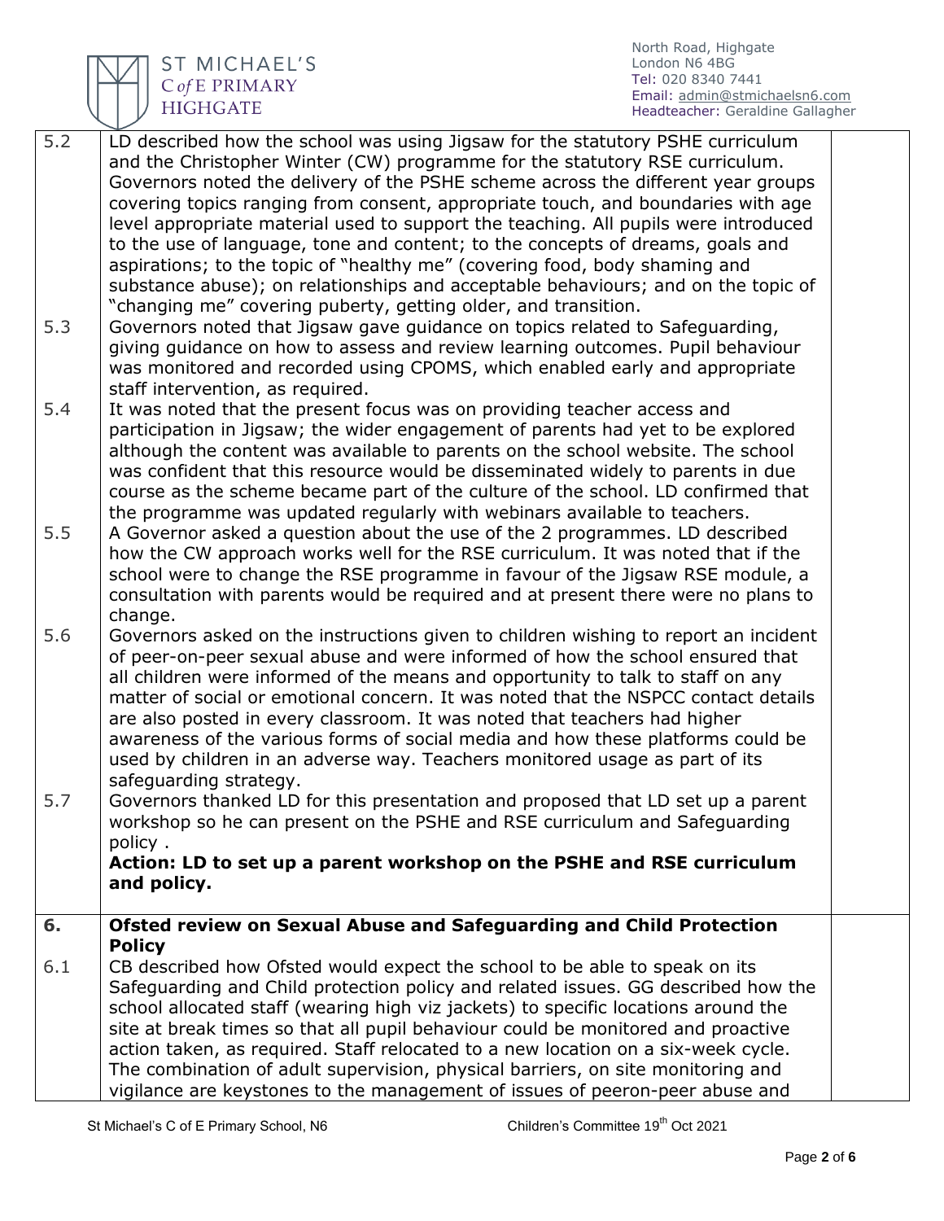| | | |
|---|---|---|
| 5.2 | LD described how the school was using Jigsaw for the statutory PSHE curriculum and the Christopher Winter (CW) programme for the statutory RSE curriculum. Governors noted the delivery of the PSHE scheme across the different year groups covering topics ranging from consent, appropriate touch, and boundaries with age level appropriate material used to support the teaching. All pupils were introduced to the use of language, tone and content; to the concepts of dreams, goals and aspirations; to the topic of "healthy me" (covering food, body shaming and substance abuse); on relationships and acceptable behaviours; and on the topic of "changing me" covering puberty, getting older, and transition. | |
| 5.3 | Governors noted that Jigsaw gave guidance on topics related to Safeguarding, giving guidance on how to assess and review learning outcomes. Pupil behaviour was monitored and recorded using CPOMS, which enabled early and appropriate staff intervention, as required. | |
| 5.4 | It was noted that the present focus was on providing teacher access and participation in Jigsaw; the wider engagement of parents had yet to be explored although the content was available to parents on the school website. The school was confident that this resource would be disseminated widely to parents in due course as the scheme became part of the culture of the school. LD confirmed that the programme was updated regularly with webinars available to teachers. | |
| 5.5 | A Governor asked a question about the use of the 2 programmes. LD described how the CW approach works well for the RSE curriculum. It was noted that if the school were to change the RSE programme in favour of the Jigsaw RSE module, a consultation with parents would be required and at present there were no plans to change. | |
| 5.6 | Governors asked on the instructions given to children wishing to report an incident of peer-on-peer sexual abuse and were informed of how the school ensured that all children were informed of the means and opportunity to talk to staff on any matter of social or emotional concern. It was noted that the NSPCC contact details are also posted in every classroom. It was noted that teachers had higher awareness of the various forms of social media and how these platforms could be used by children in an adverse way. Teachers monitored usage as part of its safeguarding strategy. | |
| 5.7 | Governors thanked LD for this presentation and proposed that LD set up a parent workshop so he can present on the PSHE and RSE curriculum and Safeguarding policy . **Action: LD to set up a parent workshop on the PSHE and RSE curriculum and policy.** | |
| **6.** | **Ofsted review on Sexual Abuse and Safeguarding and Child Protection Policy** | |
| 6.1 | CB described how Ofsted would expect the school to be able to speak on its Safeguarding and Child protection policy and related issues. GG described how the school allocated staff (wearing high viz jackets) to specific locations around the site at break times so that all pupil behaviour could be monitored and proactive action taken, as required. Staff relocated to a new location on a six-week cycle. The combination of adult supervision, physical barriers, on site monitoring and vigilance are keystones to the management of issues of peeron-peer abuse and | |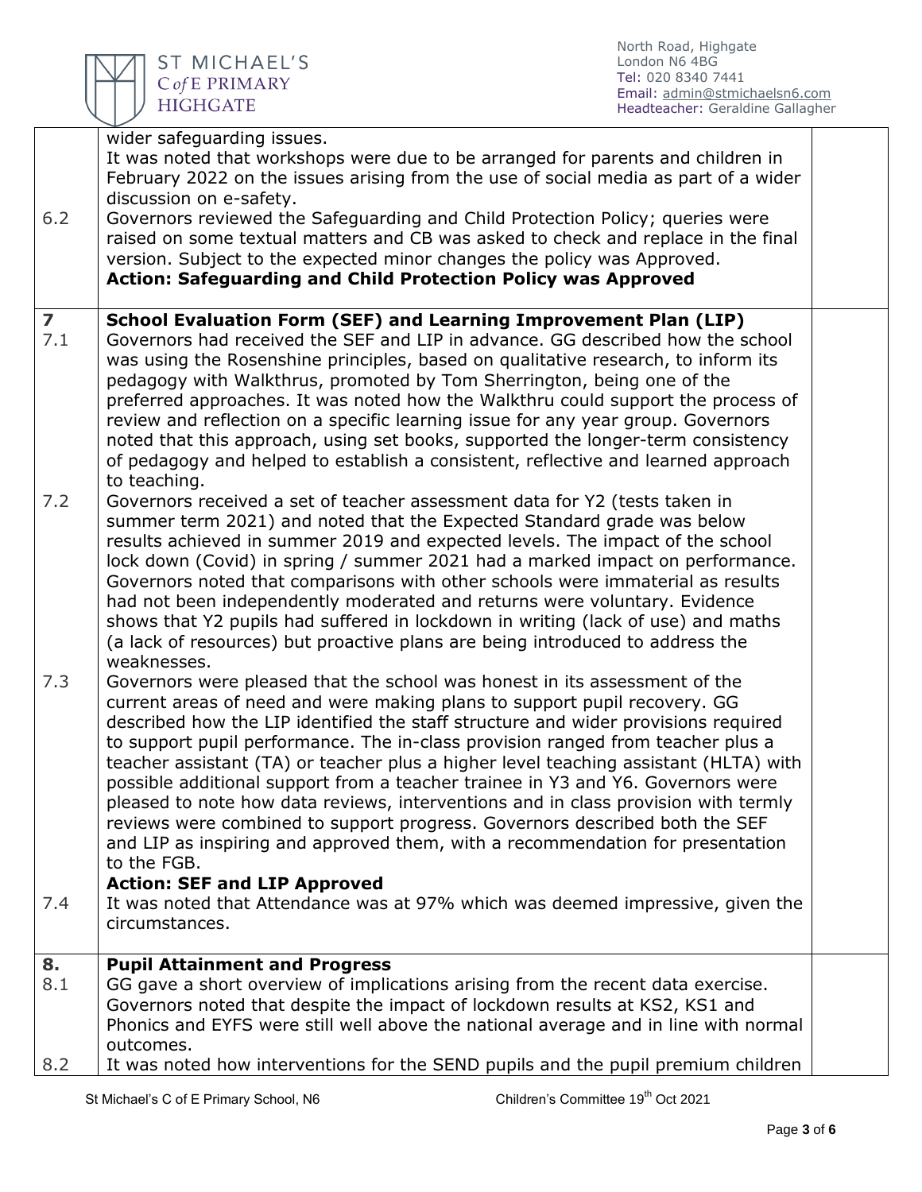| | | |
|---|---|---|
| | wider safeguarding issues.<br>It was noted that workshops were due to be arranged for parents and children in February 2022 on the issues arising from the use of social media as part of a wider discussion on e-safety. | |
| 6.2 | Governors reviewed the Safeguarding and Child Protection Policy; queries were raised on some textual matters and CB was asked to check and replace in the final version. Subject to the expected minor changes the policy was Approved.<br>**Action: Safeguarding and Child Protection Policy was Approved** | |
| **7** | **School Evaluation Form (SEF) and Learning Improvement Plan (LIP)** | |
| 7.1 | Governors had received the SEF and LIP in advance. GG described how the school was using the Rosenshine principles, based on qualitative research, to inform its pedagogy with Walkthrus, promoted by Tom Sherrington, being one of the preferred approaches. It was noted how the Walkthru could support the process of review and reflection on a specific learning issue for any year group. Governors noted that this approach, using set books, supported the longer-term consistency of pedagogy and helped to establish a consistent, reflective and learned approach to teaching. | |
| 7.2 | Governors received a set of teacher assessment data for Y2 (tests taken in summer term 2021) and noted that the Expected Standard grade was below results achieved in summer 2019 and expected levels. The impact of the school lock down (Covid) in spring / summer 2021 had a marked impact on performance. Governors noted that comparisons with other schools were immaterial as results had not been independently moderated and returns were voluntary. Evidence shows that Y2 pupils had suffered in lockdown in writing (lack of use) and maths (a lack of resources) but proactive plans are being introduced to address the weaknesses. | |
| 7.3 | Governors were pleased that the school was honest in its assessment of the current areas of need and were making plans to support pupil recovery. GG described how the LIP identified the staff structure and wider provisions required to support pupil performance. The in-class provision ranged from teacher plus a teacher assistant (TA) or teacher plus a higher level teaching assistant (HLTA) with possible additional support from a teacher trainee in Y3 and Y6. Governors were pleased to note how data reviews, interventions and in class provision with termly reviews were combined to support progress. Governors described both the SEF and LIP as inspiring and approved them, with a recommendation for presentation to the FGB.<br>**Action: SEF and LIP Approved** | |
| 7.4 | It was noted that Attendance was at 97% which was deemed impressive, given the circumstances. | |
| **8.** | **Pupil Attainment and Progress** | |
| 8.1 | GG gave a short overview of implications arising from the recent data exercise. Governors noted that despite the impact of lockdown results at KS2, KS1 and Phonics and EYFS were still well above the national average and in line with normal outcomes. | |
| 8.2 | It was noted how interventions for the SEND pupils and the pupil premium children | |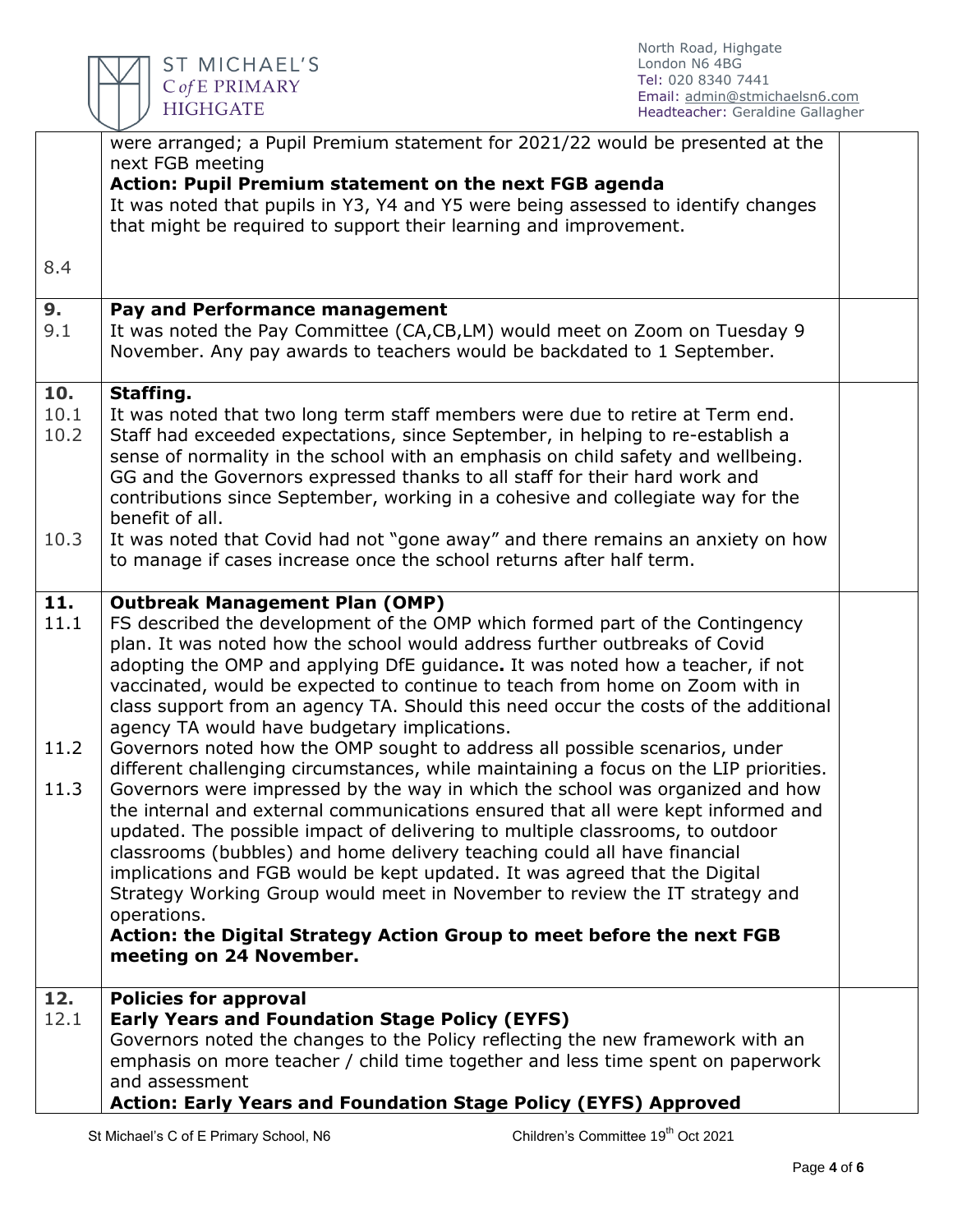| | | |
|---|---|---|
| 8.4 | were arranged; a Pupil Premium statement for 2021/22 would be presented at the next FGB meeting<br>**Action: Pupil Premium statement on the next FGB agenda**<br>It was noted that pupils in Y3, Y4 and Y5 were being assessed to identify changes that might be required to support their learning and improvement. | |
| **9.**<br>9.1 | **Pay and Performance management**<br>It was noted the Pay Committee (CA,CB,LM) would meet on Zoom on Tuesday 9 November. Any pay awards to teachers would be backdated to 1 September. | |
| **10.**<br>10.1<br>10.2<br><br><br><br>10.3 | **Staffing.**<br>It was noted that two long term staff members were due to retire at Term end.<br>Staff had exceeded expectations, since September, in helping to re-establish a sense of normality in the school with an emphasis on child safety and wellbeing. GG and the Governors expressed thanks to all staff for their hard work and contributions since September, working in a cohesive and collegiate way for the benefit of all.<br>It was noted that Covid had not "gone away" and there remains an anxiety on how to manage if cases increase once the school returns after half term. | |
| **11.**<br>11.1<br><br><br><br><br><br>11.2<br><br>11.3 | **Outbreak Management Plan (OMP)**<br>FS described the development of the OMP which formed part of the Contingency plan. It was noted how the school would address further outbreaks of Covid adopting the OMP and applying DfE guidance**.** It was noted how a teacher, if not vaccinated, would be expected to continue to teach from home on Zoom with in class support from an agency TA. Should this need occur the costs of the additional agency TA would have budgetary implications.<br>Governors noted how the OMP sought to address all possible scenarios, under different challenging circumstances, while maintaining a focus on the LIP priorities.<br>Governors were impressed by the way in which the school was organized and how the internal and external communications ensured that all were kept informed and updated. The possible impact of delivering to multiple classrooms, to outdoor classrooms (bubbles) and home delivery teaching could all have financial implications and FGB would be kept updated. It was agreed that the Digital Strategy Working Group would meet in November to review the IT strategy and operations.<br>**Action: the Digital Strategy Action Group to meet before the next FGB meeting on 24 November.** | |
| **12.**<br>12.1 | **Policies for approval**<br>**Early Years and Foundation Stage Policy (EYFS)**<br>Governors noted the changes to the Policy reflecting the new framework with an emphasis on more teacher / child time together and less time spent on paperwork and assessment<br>**Action: Early Years and Foundation Stage Policy (EYFS) Approved** | |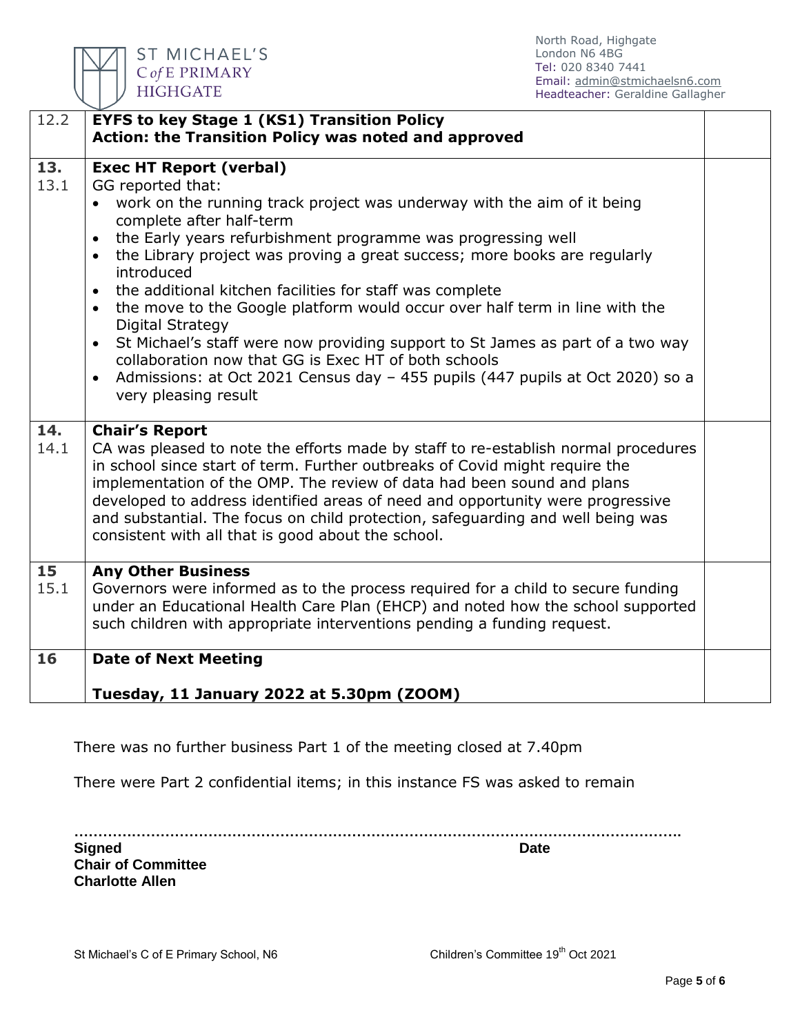| | | |
|---|---|---|
| 12.2 | **EYFS to key Stage 1 (KS1) Transition Policy**<br>**Action: the Transition Policy was noted and approved** | |
| **13.**<br>13.1 | **Exec HT Report (verbal)**<br>GG reported that:<br>• work on the running track project was underway with the aim of it being complete after half-term<br>• the Early years refurbishment programme was progressing well<br>• the Library project was proving a great success; more books are regularly introduced<br>• the additional kitchen facilities for staff was complete<br>• the move to the Google platform would occur over half term in line with the Digital Strategy<br>• St Michael's staff were now providing support to St James as part of a two way collaboration now that GG is Exec HT of both schools<br>• Admissions: at Oct 2021 Census day – 455 pupils (447 pupils at Oct 2020) so a very pleasing result | |
| **14.**<br>14.1 | **Chair's Report**<br>CA was pleased to note the efforts made by staff to re-establish normal procedures in school since start of term. Further outbreaks of Covid might require the implementation of the OMP. The review of data had been sound and plans developed to address identified areas of need and opportunity were progressive and substantial. The focus on child protection, safeguarding and well being was consistent with all that is good about the school. | |
| **15**<br>15.1 | **Any Other Business**<br>Governors were informed as to the process required for a child to secure funding under an Educational Health Care Plan (EHCP) and noted how the school supported such children with appropriate interventions pending a funding request. | |
| **16** | **Date of Next Meeting**<br><br>**Tuesday, 11 January 2022 at 5.30pm (ZOOM)** | |

There was no further business Part 1 of the meeting closed at 7.40pm

There were Part 2 confidential items; in this instance FS was asked to remain

……………………………………………………………………………………………………………

**Signed** **Date**
**Chair of Committee**
**Charlotte Allen**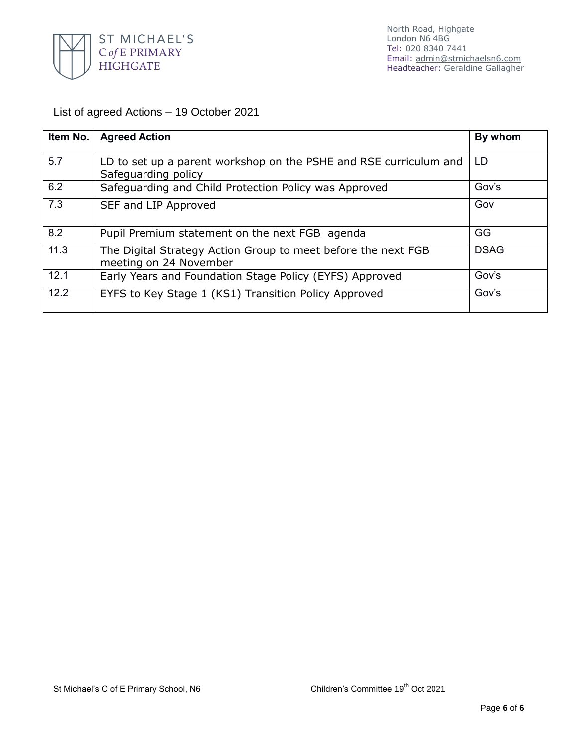ST MICHAEL'S
C of E PRIMARY
HIGHGATE

North Road, Highgate
London N6 4BG
Tel: 020 8340 7441
Email: admin@stmichaelsn6.com
Headteacher: Geraldine Gallagher

List of agreed Actions – 19 October 2021

| Item No. | Agreed Action | By whom |
| --- | --- | --- |
| 5.7 | LD to set up a parent workshop on the PSHE and RSE curriculum and Safeguarding policy | LD |
| 6.2 | Safeguarding and Child Protection Policy was Approved | Gov's |
| 7.3 | SEF and LIP Approved | Gov |
| 8.2 | Pupil Premium statement on the next FGB agenda | GG |
| 11.3 | The Digital Strategy Action Group to meet before the next FGB meeting on 24 November | DSAG |
| 12.1 | Early Years and Foundation Stage Policy (EYFS) Approved | Gov's |
| 12.2 | EYFS to Key Stage 1 (KS1) Transition Policy Approved | Gov's |